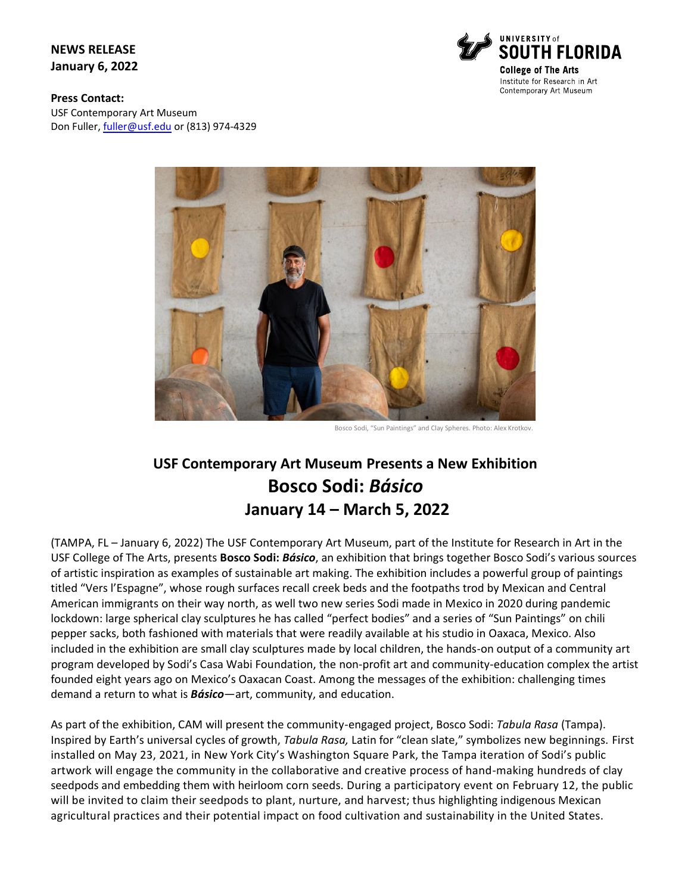**NEWS RELEASE**
**January 6, 2022**

UNIVERSITY of SOUTH FLORIDA
College of The Arts
Institute for Research in Art
Contemporary Art Museum

**Press Contact:**
USF Contemporary Art Museum
Don Fuller, fuller@usf.edu or (813) 974-4329

Bosco Sodi, "Sun Paintings" and Clay Spheres. Photo: Alex Krotkov.

## USF Contemporary Art Museum Presents a New Exhibition
# Bosco Sodi: *Básico*
## January 14 – March 5, 2022

(TAMPA, FL – January 6, 2022) The USF Contemporary Art Museum, part of the Institute for Research in Art in the USF College of The Arts, presents **Bosco Sodi: *Básico***, an exhibition that brings together Bosco Sodi's various sources of artistic inspiration as examples of sustainable art making. The exhibition includes a powerful group of paintings titled "Vers l'Espagne", whose rough surfaces recall creek beds and the footpaths trod by Mexican and Central American immigrants on their way north, as well two new series Sodi made in Mexico in 2020 during pandemic lockdown: large spherical clay sculptures he has called "perfect bodies" and a series of "Sun Paintings" on chili pepper sacks, both fashioned with materials that were readily available at his studio in Oaxaca, Mexico. Also included in the exhibition are small clay sculptures made by local children, the hands-on output of a community art program developed by Sodi's Casa Wabi Foundation, the non-profit art and community-education complex the artist founded eight years ago on Mexico's Oaxacan Coast. Among the messages of the exhibition: challenging times demand a return to what is ***Básico***—art, community, and education.

As part of the exhibition, CAM will present the community-engaged project, Bosco Sodi: *Tabula Rasa* (Tampa). Inspired by Earth's universal cycles of growth, *Tabula Rasa,* Latin for "clean slate," symbolizes new beginnings. First installed on May 23, 2021, in New York City's Washington Square Park, the Tampa iteration of Sodi's public artwork will engage the community in the collaborative and creative process of hand-making hundreds of clay seedpods and embedding them with heirloom corn seeds. During a participatory event on February 12, the public will be invited to claim their seedpods to plant, nurture, and harvest; thus highlighting indigenous Mexican agricultural practices and their potential impact on food cultivation and sustainability in the United States.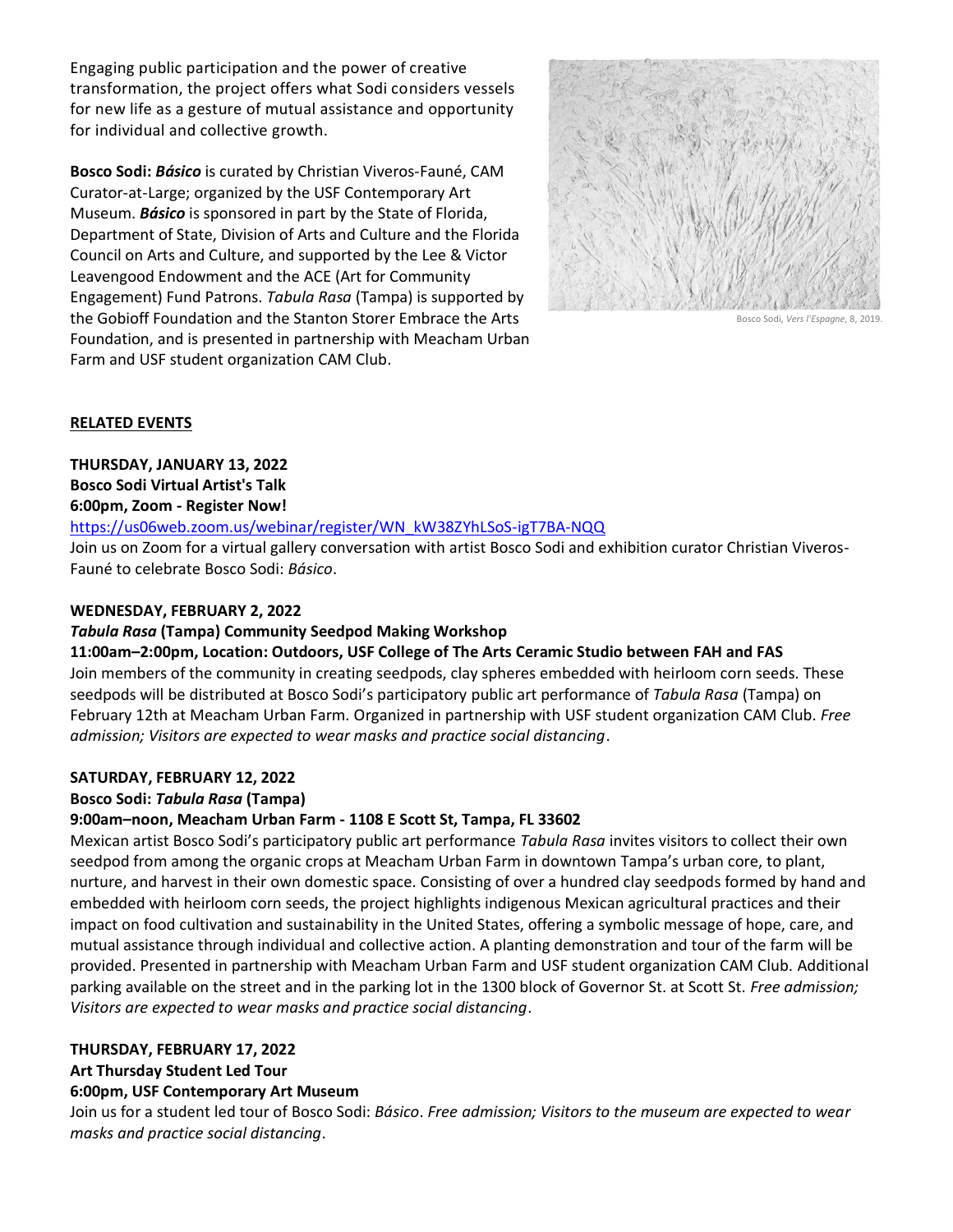Engaging public participation and the power of creative transformation, the project offers what Sodi considers vessels for new life as a gesture of mutual assistance and opportunity for individual and collective growth.

**Bosco Sodi: *Básico*** is curated by Christian Viveros-Fauné, CAM Curator-at-Large; organized by the USF Contemporary Art Museum. ***Básico*** is sponsored in part by the State of Florida, Department of State, Division of Arts and Culture and the Florida Council on Arts and Culture, and supported by the Lee & Victor Leavengood Endowment and the ACE (Art for Community Engagement) Fund Patrons. *Tabula Rasa* (Tampa) is supported by the Gobioff Foundation and the Stanton Storer Embrace the Arts Foundation, and is presented in partnership with Meacham Urban Farm and USF student organization CAM Club.

Bosco Sodi, *Vers l'Espagne*, 8, 2019.

## RELATED EVENTS

**THURSDAY, JANUARY 13, 2022**
**Bosco Sodi Virtual Artist's Talk**
**6:00pm, Zoom - Register Now!**
https://us06web.zoom.us/webinar/register/WN_kW38ZYhLSoS-igT7BA-NQQ
Join us on Zoom for a virtual gallery conversation with artist Bosco Sodi and exhibition curator Christian Viveros-Fauné to celebrate Bosco Sodi: *Básico*.

**WEDNESDAY, FEBRUARY 2, 2022**
***Tabula Rasa* (Tampa) Community Seedpod Making Workshop**
**11:00am–2:00pm, Location: Outdoors, USF College of The Arts Ceramic Studio between FAH and FAS**
Join members of the community in creating seedpods, clay spheres embedded with heirloom corn seeds. These seedpods will be distributed at Bosco Sodi's participatory public art performance of *Tabula Rasa* (Tampa) on February 12th at Meacham Urban Farm. Organized in partnership with USF student organization CAM Club. *Free admission; Visitors are expected to wear masks and practice social distancing*.

**SATURDAY, FEBRUARY 12, 2022**
**Bosco Sodi: *Tabula Rasa* (Tampa)**
**9:00am–noon, Meacham Urban Farm - 1108 E Scott St, Tampa, FL 33602**
Mexican artist Bosco Sodi's participatory public art performance *Tabula Rasa* invites visitors to collect their own seedpod from among the organic crops at Meacham Urban Farm in downtown Tampa's urban core, to plant, nurture, and harvest in their own domestic space. Consisting of over a hundred clay seedpods formed by hand and embedded with heirloom corn seeds, the project highlights indigenous Mexican agricultural practices and their impact on food cultivation and sustainability in the United States, offering a symbolic message of hope, care, and mutual assistance through individual and collective action. A planting demonstration and tour of the farm will be provided. Presented in partnership with Meacham Urban Farm and USF student organization CAM Club. Additional parking available on the street and in the parking lot in the 1300 block of Governor St. at Scott St. *Free admission; Visitors are expected to wear masks and practice social distancing*.

**THURSDAY, FEBRUARY 17, 2022**
**Art Thursday Student Led Tour**
**6:00pm, USF Contemporary Art Museum**
Join us for a student led tour of Bosco Sodi: *Básico*. *Free admission; Visitors to the museum are expected to wear masks and practice social distancing*.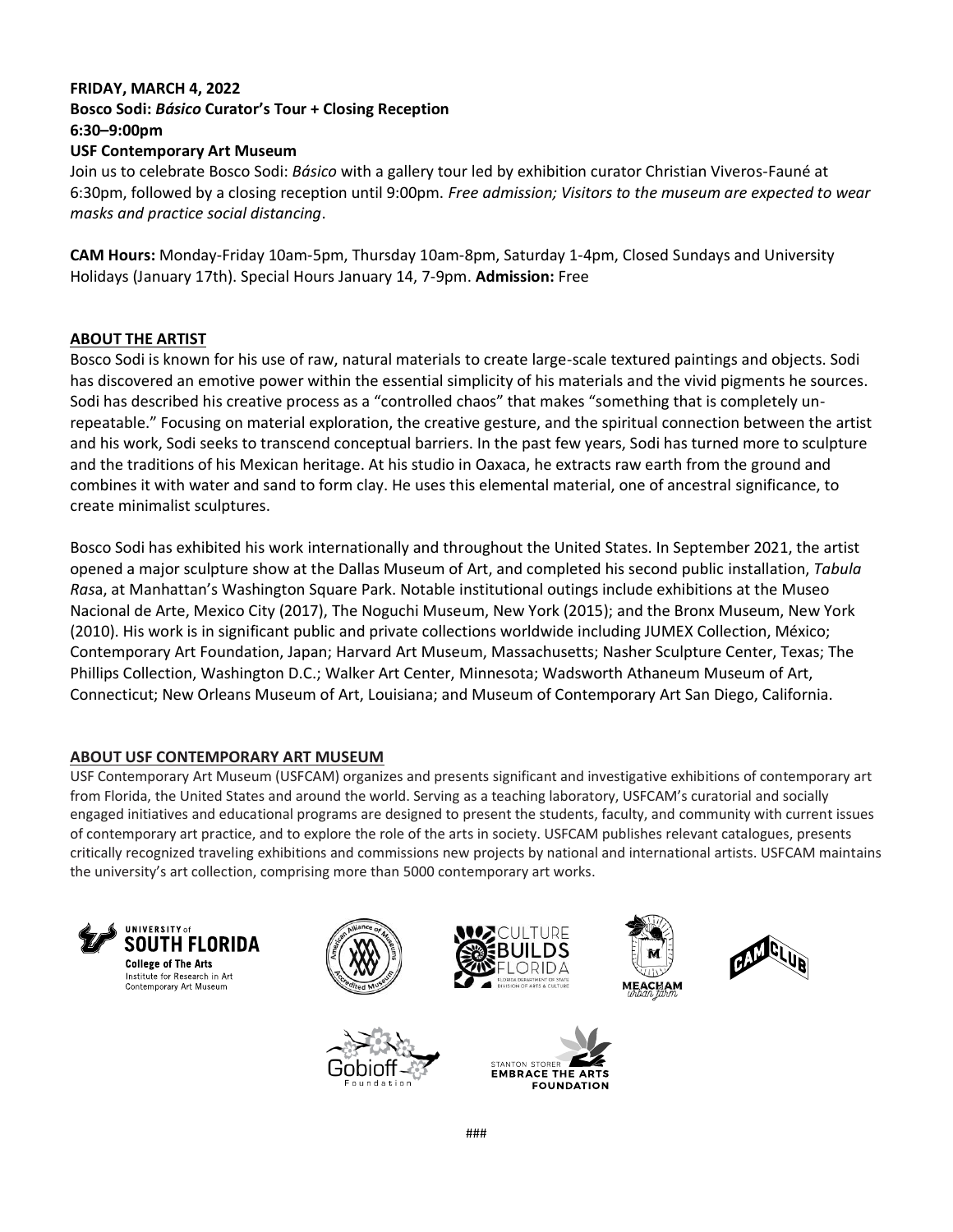**FRIDAY, MARCH 4, 2022**
**Bosco Sodi: *Básico* Curator's Tour + Closing Reception**
**6:30–9:00pm**
**USF Contemporary Art Museum**
Join us to celebrate Bosco Sodi: *Básico* with a gallery tour led by exhibition curator Christian Viveros-Fauné at 6:30pm, followed by a closing reception until 9:00pm. *Free admission; Visitors to the museum are expected to wear masks and practice social distancing*.

**CAM Hours:** Monday-Friday 10am-5pm, Thursday 10am-8pm, Saturday 1-4pm, Closed Sundays and University Holidays (January 17th). Special Hours January 14, 7-9pm. **Admission:** Free

## ABOUT THE ARTIST

Bosco Sodi is known for his use of raw, natural materials to create large-scale textured paintings and objects. Sodi has discovered an emotive power within the essential simplicity of his materials and the vivid pigments he sources. Sodi has described his creative process as a "controlled chaos" that makes "something that is completely un-repeatable." Focusing on material exploration, the creative gesture, and the spiritual connection between the artist and his work, Sodi seeks to transcend conceptual barriers. In the past few years, Sodi has turned more to sculpture and the traditions of his Mexican heritage. At his studio in Oaxaca, he extracts raw earth from the ground and combines it with water and sand to form clay. He uses this elemental material, one of ancestral significance, to create minimalist sculptures.

Bosco Sodi has exhibited his work internationally and throughout the United States. In September 2021, the artist opened a major sculpture show at the Dallas Museum of Art, and completed his second public installation, *Tabula Rasa*, at Manhattan's Washington Square Park. Notable institutional outings include exhibitions at the Museo Nacional de Arte, Mexico City (2017), The Noguchi Museum, New York (2015); and the Bronx Museum, New York (2010). His work is in significant public and private collections worldwide including JUMEX Collection, México; Contemporary Art Foundation, Japan; Harvard Art Museum, Massachusetts; Nasher Sculpture Center, Texas; The Phillips Collection, Washington D.C.; Walker Art Center, Minnesota; Wadsworth Athaneum Museum of Art, Connecticut; New Orleans Museum of Art, Louisiana; and Museum of Contemporary Art San Diego, California.

## ABOUT USF CONTEMPORARY ART MUSEUM

USF Contemporary Art Museum (USFCAM) organizes and presents significant and investigative exhibitions of contemporary art from Florida, the United States and around the world. Serving as a teaching laboratory, USFCAM's curatorial and socially engaged initiatives and educational programs are designed to present the students, faculty, and community with current issues of contemporary art practice, and to explore the role of the arts in society. USFCAM publishes relevant catalogues, presents critically recognized traveling exhibitions and commissions new projects by national and international artists. USFCAM maintains the university's art collection, comprising more than 5000 contemporary art works.

UNIVERSITY of SOUTH FLORIDA
College of The Arts
Institute for Research in Art
Contemporary Art Museum

American Alliance of Museums Accredited Museum

CULTURE BUILDS FLORIDA
FLORIDA DEPARTMENT OF STATE DIVISION OF ARTS & CULTURE

MEACHAM urban farm

CAM CLUB

Gobioff Foundation

STANTON STORER EMBRACE THE ARTS FOUNDATION

###